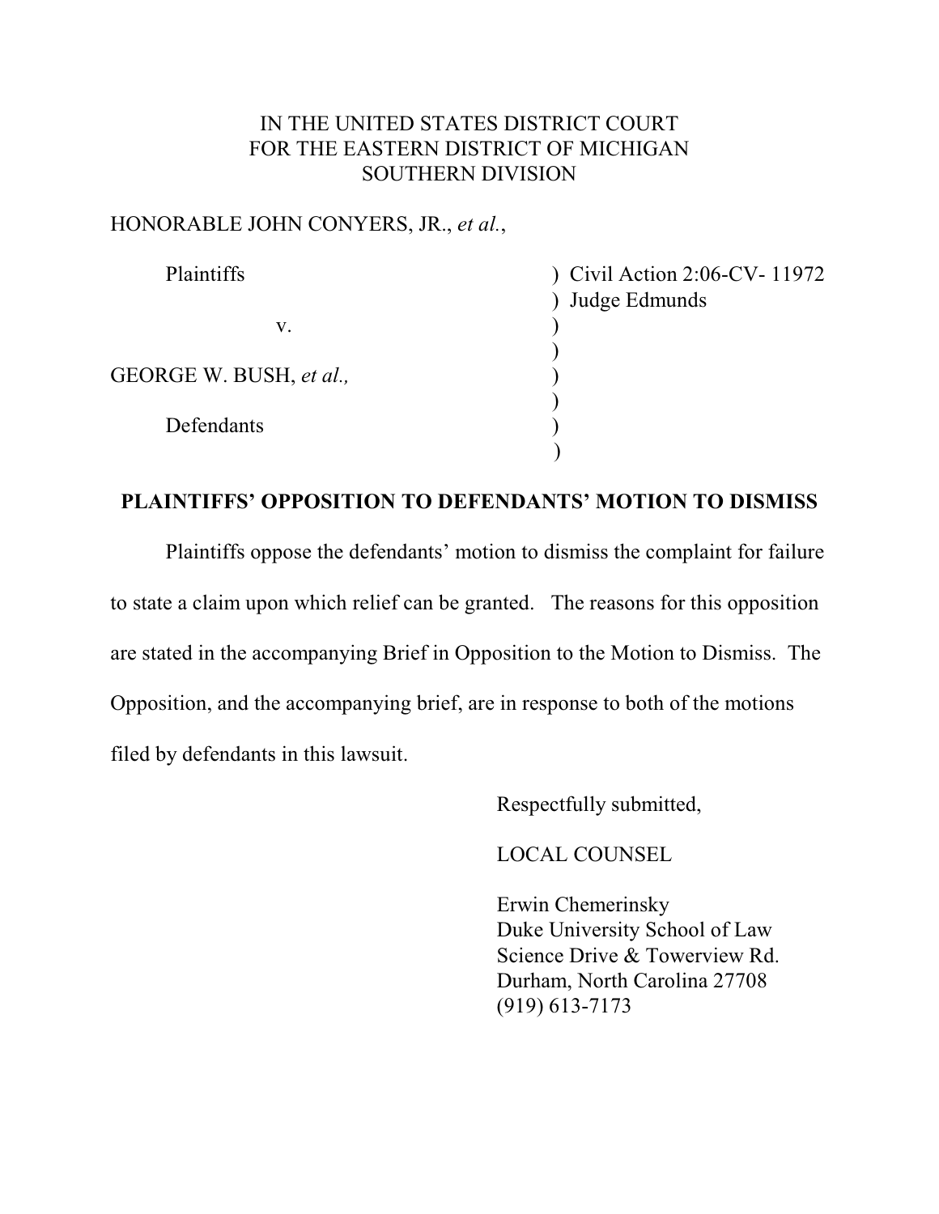IN THE UNITED STATES DISTRICT COURT
FOR THE EASTERN DISTRICT OF MICHIGAN
SOUTHERN DIVISION

HONORABLE JOHN CONYERS, JR., *et al.*,

| | |
|---|---|
| Plaintiffs | ) Civil Action 2:06-CV- 11972 |
| | ) Judge Edmunds |
| v. | ) |
| | ) |
| GEORGE W. BUSH, *et al.,* | ) |
| | ) |
| Defendants | ) |
| | ) |

**PLAINTIFFS' OPPOSITION TO DEFENDANTS' MOTION TO DISMISS**

Plaintiffs oppose the defendants' motion to dismiss the complaint for failure to state a claim upon which relief can be granted. The reasons for this opposition are stated in the accompanying Brief in Opposition to the Motion to Dismiss. The Opposition, and the accompanying brief, are in response to both of the motions filed by defendants in this lawsuit.

Respectfully submitted,

LOCAL COUNSEL

Erwin Chemerinsky
Duke University School of Law
Science Drive & Towerview Rd.
Durham, North Carolina 27708
(919) 613-7173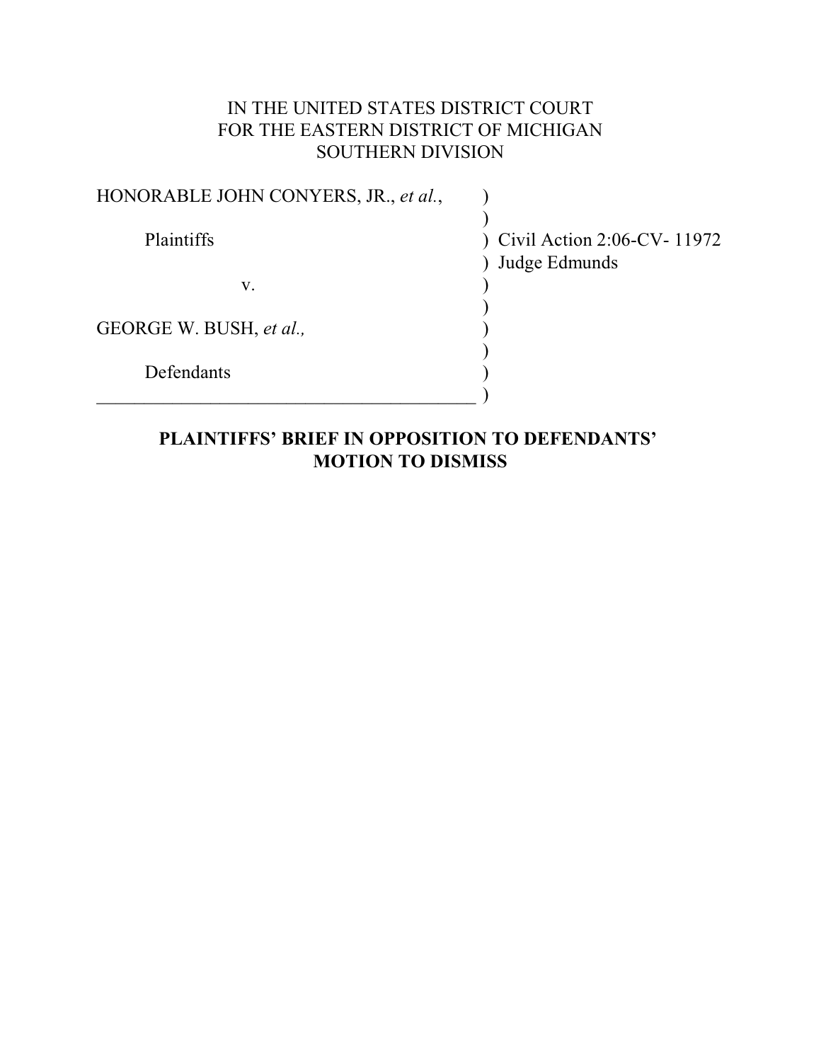IN THE UNITED STATES DISTRICT COURT
FOR THE EASTERN DISTRICT OF MICHIGAN
SOUTHERN DIVISION

| | | |
|---|---|---|
| HONORABLE JOHN CONYERS, JR., *et al.*, | ) | |
| | ) | |
| Plaintiffs | ) | Civil Action 2:06-CV- 11972 |
| | ) | Judge Edmunds |
| v. | ) | |
| | ) | |
| GEORGE W. BUSH, *et al.,* | ) | |
| | ) | |
| Defendants | ) | |
| | ) | |

**PLAINTIFFS' BRIEF IN OPPOSITION TO DEFENDANTS' MOTION TO DISMISS**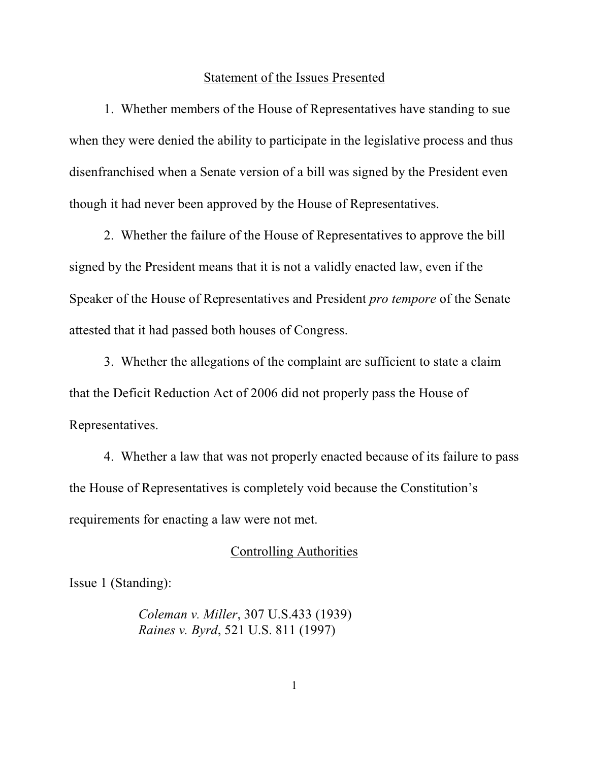## Statement of the Issues Presented

1. Whether members of the House of Representatives have standing to sue when they were denied the ability to participate in the legislative process and thus disenfranchised when a Senate version of a bill was signed by the President even though it had never been approved by the House of Representatives.

2. Whether the failure of the House of Representatives to approve the bill signed by the President means that it is not a validly enacted law, even if the Speaker of the House of Representatives and President *pro tempore* of the Senate attested that it had passed both houses of Congress.

3. Whether the allegations of the complaint are sufficient to state a claim that the Deficit Reduction Act of 2006 did not properly pass the House of Representatives.

4. Whether a law that was not properly enacted because of its failure to pass the House of Representatives is completely void because the Constitution's requirements for enacting a law were not met.

## Controlling Authorities

Issue 1 (Standing):

*Coleman v. Miller*, 307 U.S.433 (1939)
*Raines v. Byrd*, 521 U.S. 811 (1997)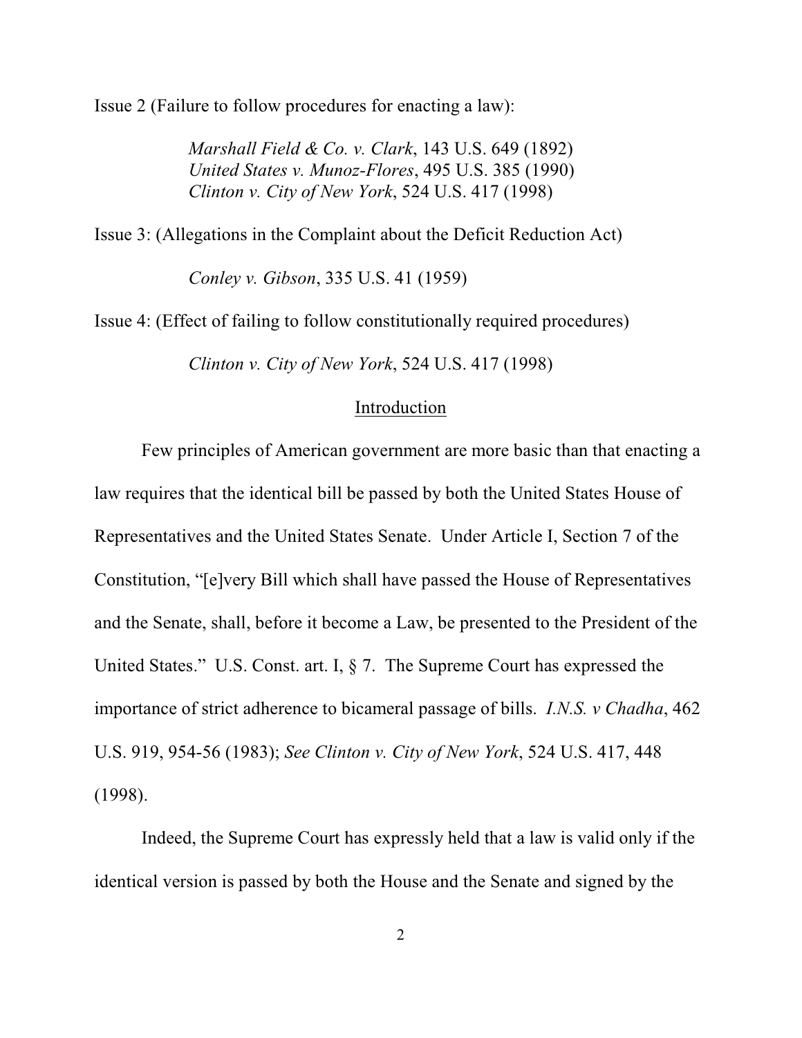Issue 2 (Failure to follow procedures for enacting a law):

> *Marshall Field & Co. v. Clark*, 143 U.S. 649 (1892)
> *United States v. Munoz-Flores*, 495 U.S. 385 (1990)
> *Clinton v. City of New York*, 524 U.S. 417 (1998)

Issue 3: (Allegations in the Complaint about the Deficit Reduction Act)

> *Conley v. Gibson*, 335 U.S. 41 (1959)

Issue 4: (Effect of failing to follow constitutionally required procedures)

> *Clinton v. City of New York*, 524 U.S. 417 (1998)

## Introduction

Few principles of American government are more basic than that enacting a law requires that the identical bill be passed by both the United States House of Representatives and the United States Senate. Under Article I, Section 7 of the Constitution, "[e]very Bill which shall have passed the House of Representatives and the Senate, shall, before it become a Law, be presented to the President of the United States." U.S. Const. art. I, § 7. The Supreme Court has expressed the importance of strict adherence to bicameral passage of bills. *I.N.S. v Chadha*, 462 U.S. 919, 954-56 (1983); *See Clinton v. City of New York*, 524 U.S. 417, 448 (1998).

Indeed, the Supreme Court has expressly held that a law is valid only if the identical version is passed by both the House and the Senate and signed by the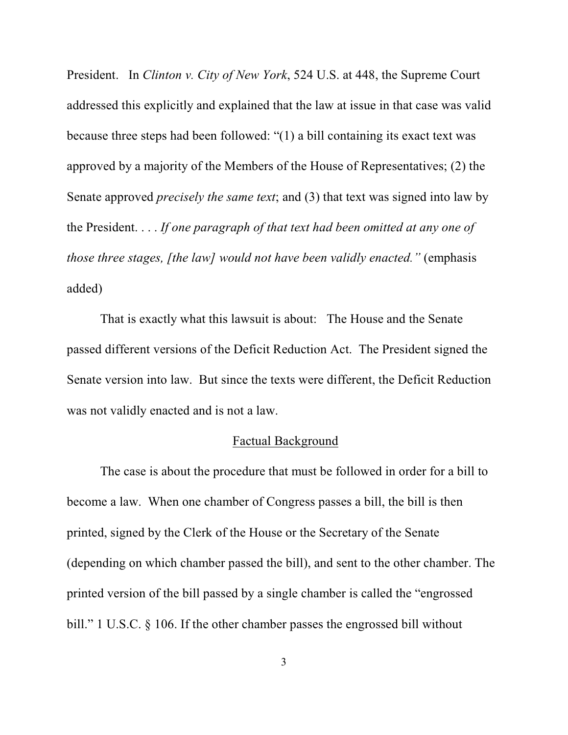President. In *Clinton v. City of New York*, 524 U.S. at 448, the Supreme Court addressed this explicitly and explained that the law at issue in that case was valid because three steps had been followed: "(1) a bill containing its exact text was approved by a majority of the Members of the House of Representatives; (2) the Senate approved *precisely the same text*; and (3) that text was signed into law by the President. . . . *If one paragraph of that text had been omitted at any one of those three stages, [the law] would not have been validly enacted."* (emphasis added)

That is exactly what this lawsuit is about: The House and the Senate passed different versions of the Deficit Reduction Act. The President signed the Senate version into law. But since the texts were different, the Deficit Reduction was not validly enacted and is not a law.

## Factual Background

The case is about the procedure that must be followed in order for a bill to become a law. When one chamber of Congress passes a bill, the bill is then printed, signed by the Clerk of the House or the Secretary of the Senate (depending on which chamber passed the bill), and sent to the other chamber. The printed version of the bill passed by a single chamber is called the "engrossed bill." 1 U.S.C. § 106. If the other chamber passes the engrossed bill without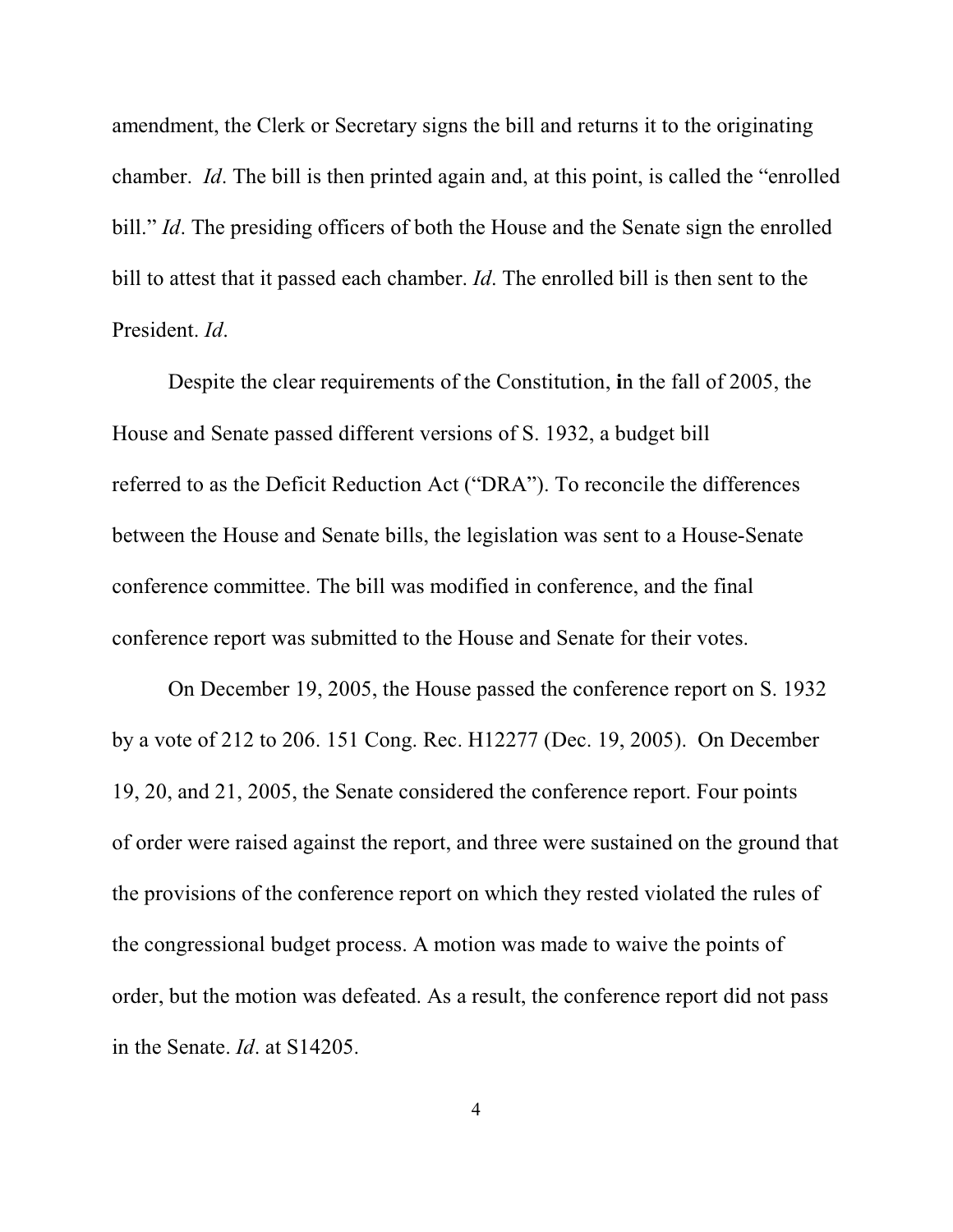amendment, the Clerk or Secretary signs the bill and returns it to the originating chamber. *Id*. The bill is then printed again and, at this point, is called the "enrolled bill." *Id*. The presiding officers of both the House and the Senate sign the enrolled bill to attest that it passed each chamber. *Id*. The enrolled bill is then sent to the President. *Id*.

Despite the clear requirements of the Constitution, **i**n the fall of 2005, the House and Senate passed different versions of S. 1932, a budget bill referred to as the Deficit Reduction Act ("DRA"). To reconcile the differences between the House and Senate bills, the legislation was sent to a House-Senate conference committee. The bill was modified in conference, and the final conference report was submitted to the House and Senate for their votes.

On December 19, 2005, the House passed the conference report on S. 1932 by a vote of 212 to 206. 151 Cong. Rec. H12277 (Dec. 19, 2005). On December 19, 20, and 21, 2005, the Senate considered the conference report. Four points of order were raised against the report, and three were sustained on the ground that the provisions of the conference report on which they rested violated the rules of the congressional budget process. A motion was made to waive the points of order, but the motion was defeated. As a result, the conference report did not pass in the Senate. *Id*. at S14205.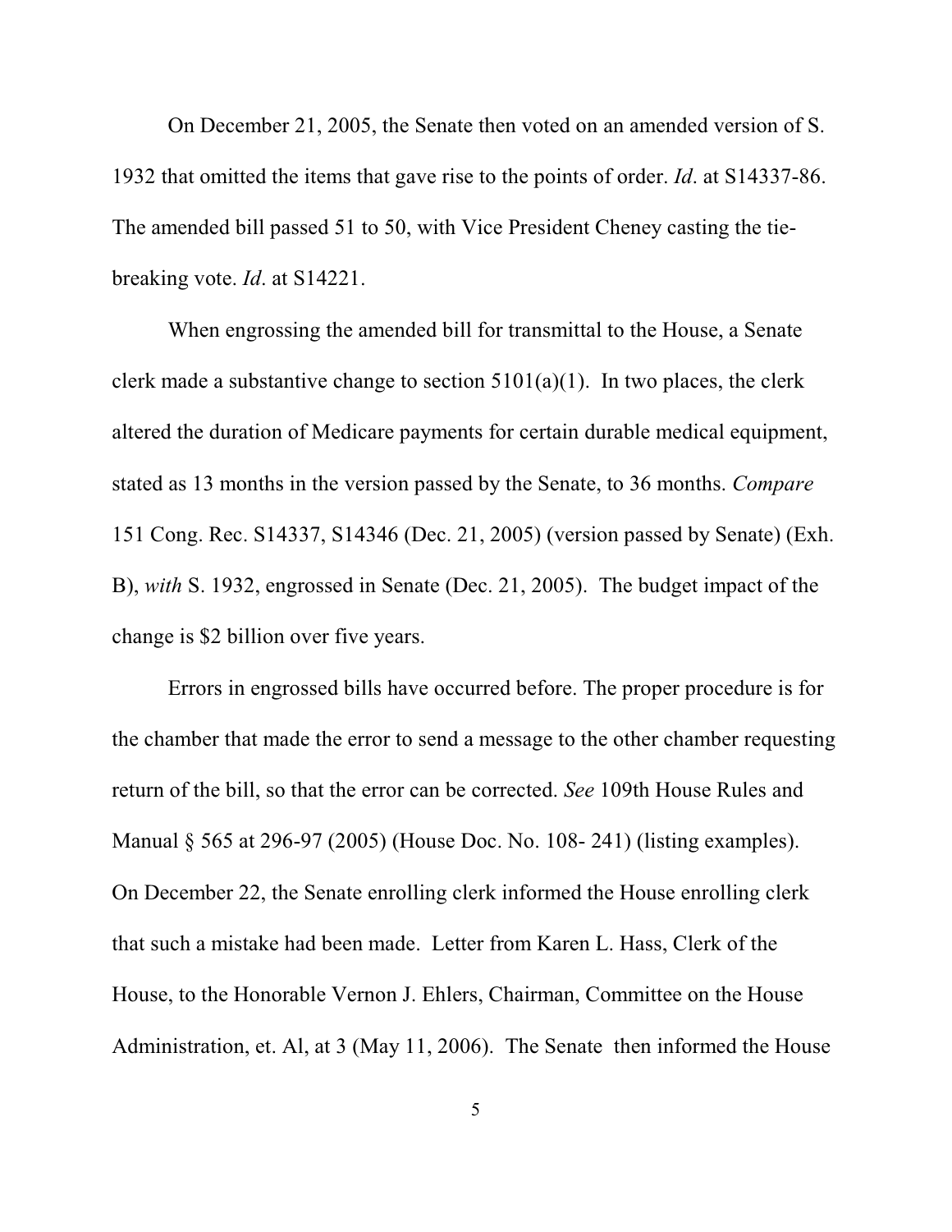On December 21, 2005, the Senate then voted on an amended version of S. 1932 that omitted the items that gave rise to the points of order. *Id*. at S14337-86. The amended bill passed 51 to 50, with Vice President Cheney casting the tie-breaking vote. *Id*. at S14221.

When engrossing the amended bill for transmittal to the House, a Senate clerk made a substantive change to section 5101(a)(1). In two places, the clerk altered the duration of Medicare payments for certain durable medical equipment, stated as 13 months in the version passed by the Senate, to 36 months. *Compare* 151 Cong. Rec. S14337, S14346 (Dec. 21, 2005) (version passed by Senate) (Exh. B), *with* S. 1932, engrossed in Senate (Dec. 21, 2005). The budget impact of the change is $2 billion over five years.

Errors in engrossed bills have occurred before. The proper procedure is for the chamber that made the error to send a message to the other chamber requesting return of the bill, so that the error can be corrected. *See* 109th House Rules and Manual § 565 at 296-97 (2005) (House Doc. No. 108- 241) (listing examples). On December 22, the Senate enrolling clerk informed the House enrolling clerk that such a mistake had been made. Letter from Karen L. Hass, Clerk of the House, to the Honorable Vernon J. Ehlers, Chairman, Committee on the House Administration, et. Al, at 3 (May 11, 2006). The Senate then informed the House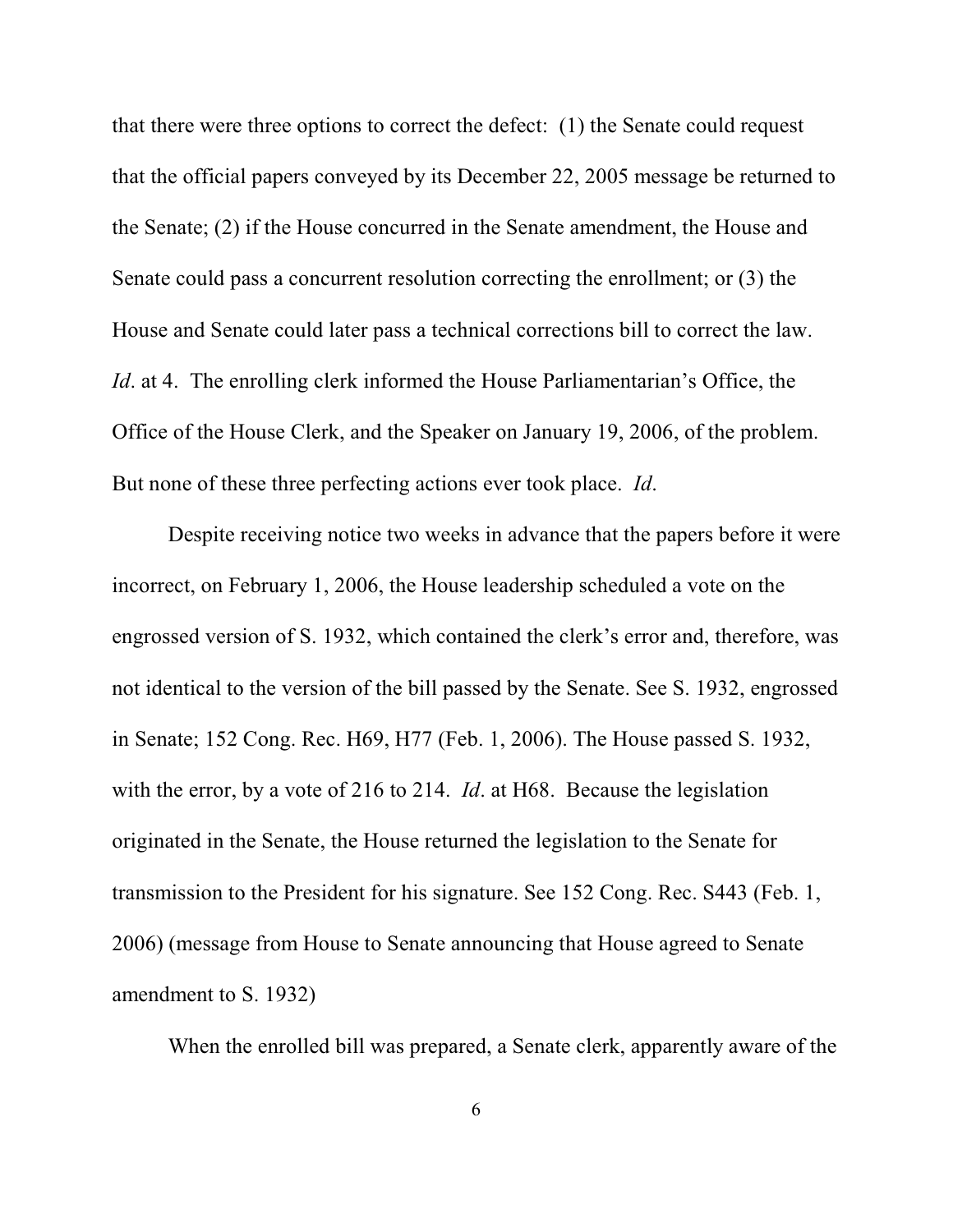that there were three options to correct the defect: (1) the Senate could request that the official papers conveyed by its December 22, 2005 message be returned to the Senate; (2) if the House concurred in the Senate amendment, the House and Senate could pass a concurrent resolution correcting the enrollment; or (3) the House and Senate could later pass a technical corrections bill to correct the law. *Id*. at 4. The enrolling clerk informed the House Parliamentarian's Office, the Office of the House Clerk, and the Speaker on January 19, 2006, of the problem. But none of these three perfecting actions ever took place. *Id*.

Despite receiving notice two weeks in advance that the papers before it were incorrect, on February 1, 2006, the House leadership scheduled a vote on the engrossed version of S. 1932, which contained the clerk's error and, therefore, was not identical to the version of the bill passed by the Senate. See S. 1932, engrossed in Senate; 152 Cong. Rec. H69, H77 (Feb. 1, 2006). The House passed S. 1932, with the error, by a vote of 216 to 214. *Id*. at H68. Because the legislation originated in the Senate, the House returned the legislation to the Senate for transmission to the President for his signature. See 152 Cong. Rec. S443 (Feb. 1, 2006) (message from House to Senate announcing that House agreed to Senate amendment to S. 1932)

When the enrolled bill was prepared, a Senate clerk, apparently aware of the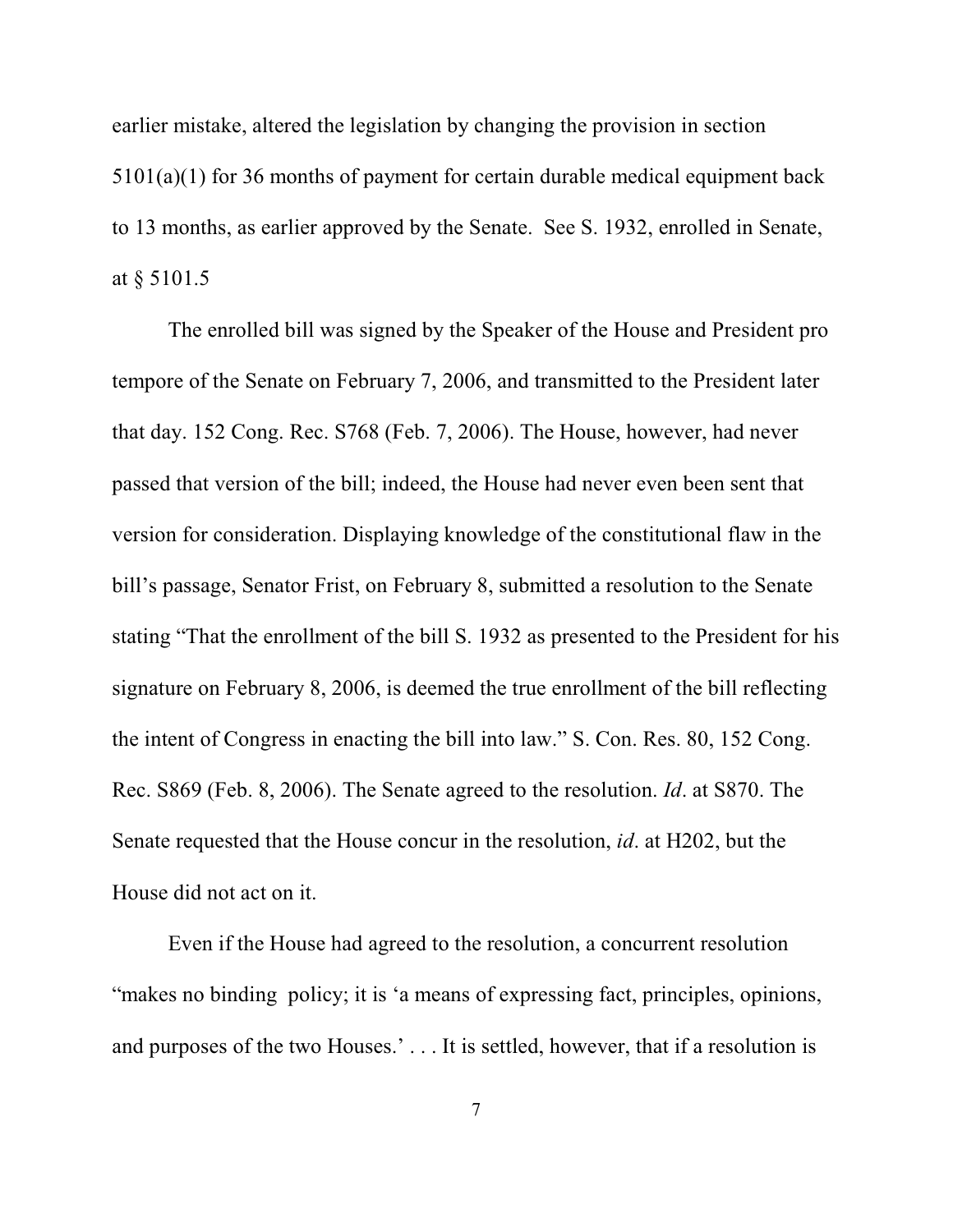earlier mistake, altered the legislation by changing the provision in section 5101(a)(1) for 36 months of payment for certain durable medical equipment back to 13 months, as earlier approved by the Senate. See S. 1932, enrolled in Senate, at § 5101.5

The enrolled bill was signed by the Speaker of the House and President pro tempore of the Senate on February 7, 2006, and transmitted to the President later that day. 152 Cong. Rec. S768 (Feb. 7, 2006). The House, however, had never passed that version of the bill; indeed, the House had never even been sent that version for consideration. Displaying knowledge of the constitutional flaw in the bill's passage, Senator Frist, on February 8, submitted a resolution to the Senate stating "That the enrollment of the bill S. 1932 as presented to the President for his signature on February 8, 2006, is deemed the true enrollment of the bill reflecting the intent of Congress in enacting the bill into law." S. Con. Res. 80, 152 Cong. Rec. S869 (Feb. 8, 2006). The Senate agreed to the resolution. *Id*. at S870. The Senate requested that the House concur in the resolution, *id*. at H202, but the House did not act on it.

Even if the House had agreed to the resolution, a concurrent resolution "makes no binding policy; it is 'a means of expressing fact, principles, opinions, and purposes of the two Houses.' . . . It is settled, however, that if a resolution is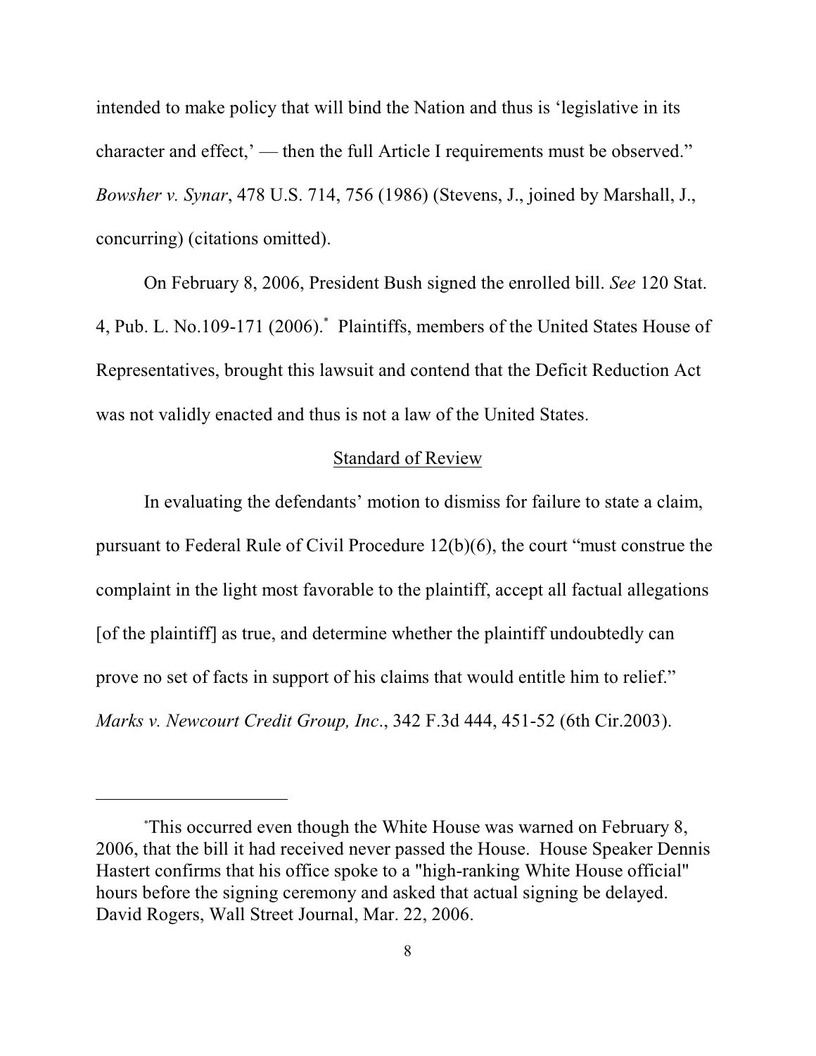intended to make policy that will bind the Nation and thus is 'legislative in its character and effect,' — then the full Article I requirements must be observed." *Bowsher v. Synar*, 478 U.S. 714, 756 (1986) (Stevens, J., joined by Marshall, J., concurring) (citations omitted).

On February 8, 2006, President Bush signed the enrolled bill. *See* 120 Stat. 4, Pub. L. No.109-171 (2006).[*] Plaintiffs, members of the United States House of Representatives, brought this lawsuit and contend that the Deficit Reduction Act was not validly enacted and thus is not a law of the United States.

## Standard of Review

In evaluating the defendants' motion to dismiss for failure to state a claim, pursuant to Federal Rule of Civil Procedure 12(b)(6), the court "must construe the complaint in the light most favorable to the plaintiff, accept all factual allegations [of the plaintiff] as true, and determine whether the plaintiff undoubtedly can prove no set of facts in support of his claims that would entitle him to relief." *Marks v. Newcourt Credit Group, Inc*., 342 F.3d 444, 451-52 (6th Cir.2003).

---

[*]This occurred even though the White House was warned on February 8, 2006, that the bill it had received never passed the House. House Speaker Dennis Hastert confirms that his office spoke to a "high-ranking White House official" hours before the signing ceremony and asked that actual signing be delayed. David Rogers, Wall Street Journal, Mar. 22, 2006.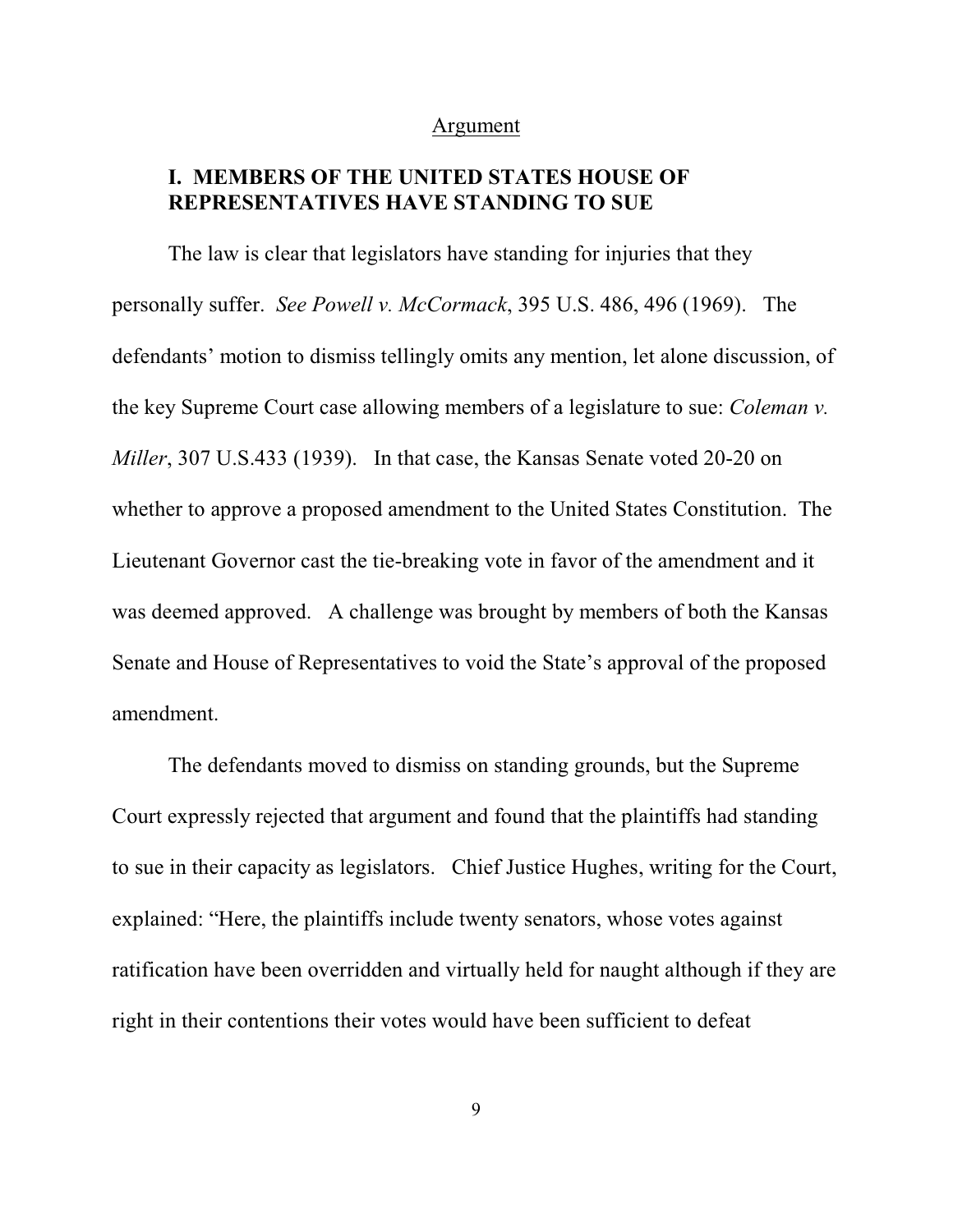Argument

## I. MEMBERS OF THE UNITED STATES HOUSE OF REPRESENTATIVES HAVE STANDING TO SUE

The law is clear that legislators have standing for injuries that they personally suffer. *See Powell v. McCormack*, 395 U.S. 486, 496 (1969). The defendants' motion to dismiss tellingly omits any mention, let alone discussion, of the key Supreme Court case allowing members of a legislature to sue: *Coleman v. Miller*, 307 U.S.433 (1939). In that case, the Kansas Senate voted 20-20 on whether to approve a proposed amendment to the United States Constitution. The Lieutenant Governor cast the tie-breaking vote in favor of the amendment and it was deemed approved. A challenge was brought by members of both the Kansas Senate and House of Representatives to void the State's approval of the proposed amendment.

The defendants moved to dismiss on standing grounds, but the Supreme Court expressly rejected that argument and found that the plaintiffs had standing to sue in their capacity as legislators. Chief Justice Hughes, writing for the Court, explained: "Here, the plaintiffs include twenty senators, whose votes against ratification have been overridden and virtually held for naught although if they are right in their contentions their votes would have been sufficient to defeat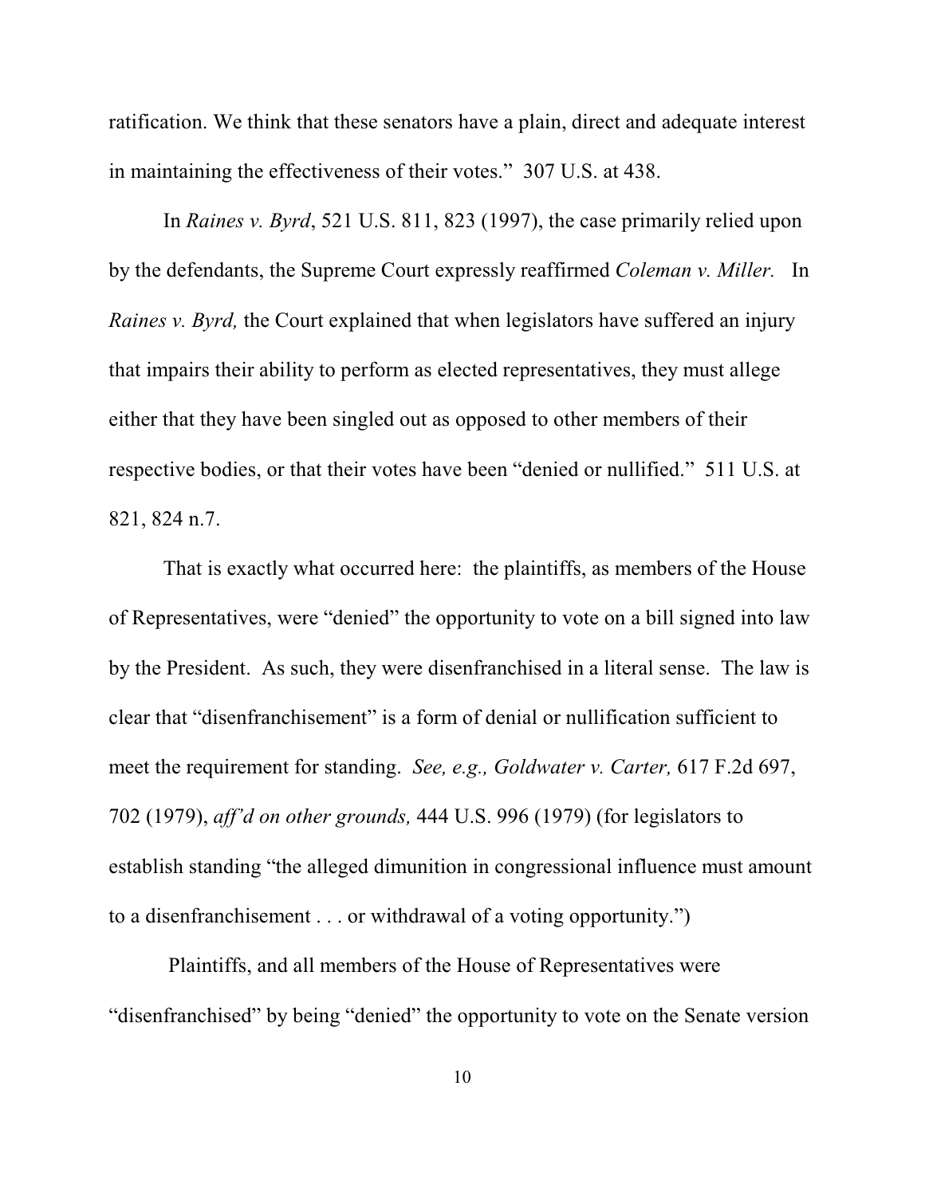ratification. We think that these senators have a plain, direct and adequate interest in maintaining the effectiveness of their votes." 307 U.S. at 438.

In *Raines v. Byrd*, 521 U.S. 811, 823 (1997), the case primarily relied upon by the defendants, the Supreme Court expressly reaffirmed *Coleman v. Miller.* In *Raines v. Byrd,* the Court explained that when legislators have suffered an injury that impairs their ability to perform as elected representatives, they must allege either that they have been singled out as opposed to other members of their respective bodies, or that their votes have been "denied or nullified." 511 U.S. at 821, 824 n.7.

That is exactly what occurred here: the plaintiffs, as members of the House of Representatives, were "denied" the opportunity to vote on a bill signed into law by the President. As such, they were disenfranchised in a literal sense. The law is clear that "disenfranchisement" is a form of denial or nullification sufficient to meet the requirement for standing. *See, e.g., Goldwater v. Carter,* 617 F.2d 697, 702 (1979), *aff'd on other grounds,* 444 U.S. 996 (1979) (for legislators to establish standing "the alleged dimunition in congressional influence must amount to a disenfranchisement . . . or withdrawal of a voting opportunity.")

Plaintiffs, and all members of the House of Representatives were "disenfranchised" by being "denied" the opportunity to vote on the Senate version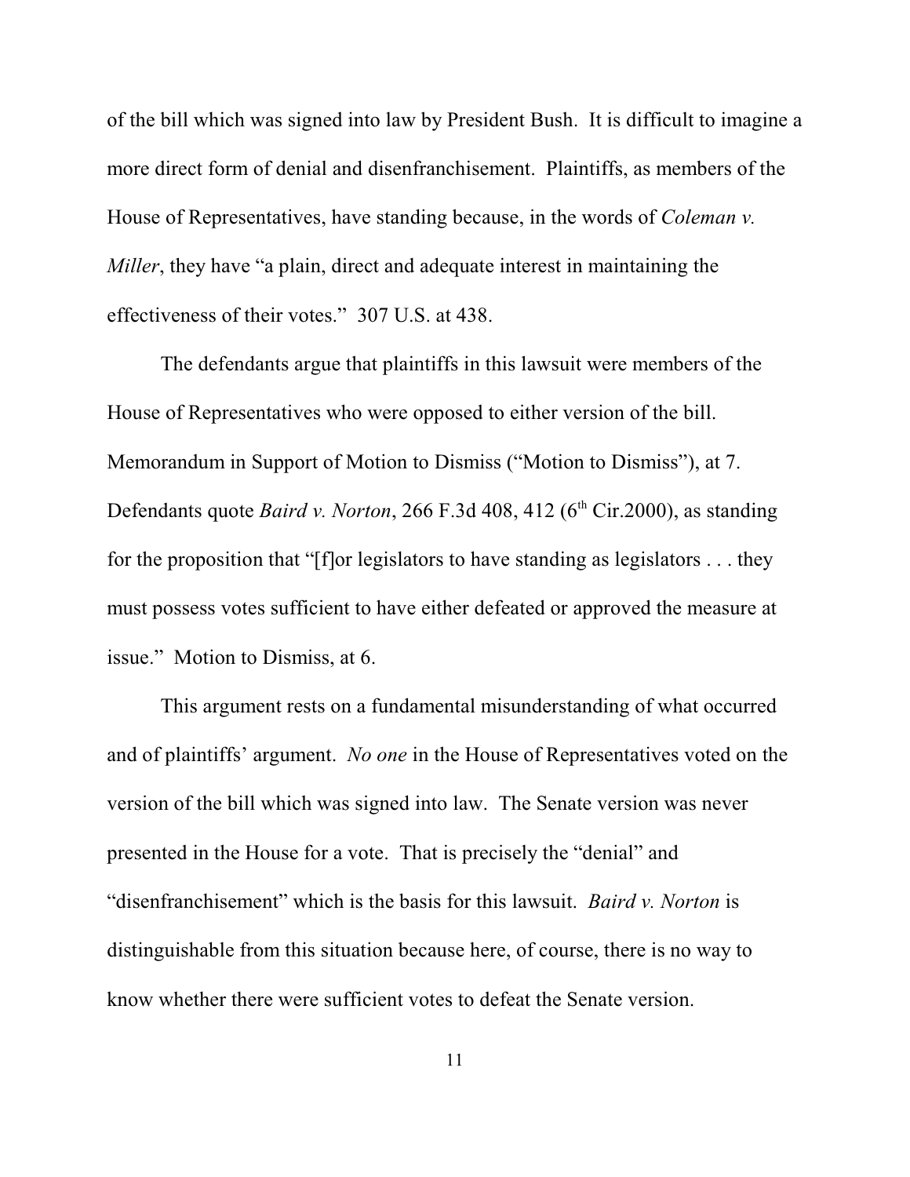of the bill which was signed into law by President Bush. It is difficult to imagine a more direct form of denial and disenfranchisement. Plaintiffs, as members of the House of Representatives, have standing because, in the words of *Coleman v. Miller*, they have "a plain, direct and adequate interest in maintaining the effectiveness of their votes." 307 U.S. at 438.

The defendants argue that plaintiffs in this lawsuit were members of the House of Representatives who were opposed to either version of the bill. Memorandum in Support of Motion to Dismiss ("Motion to Dismiss"), at 7. Defendants quote *Baird v. Norton*, 266 F.3d 408, 412 (6th Cir.2000), as standing for the proposition that "[f]or legislators to have standing as legislators . . . they must possess votes sufficient to have either defeated or approved the measure at issue." Motion to Dismiss, at 6.

This argument rests on a fundamental misunderstanding of what occurred and of plaintiffs' argument. *No one* in the House of Representatives voted on the version of the bill which was signed into law. The Senate version was never presented in the House for a vote. That is precisely the "denial" and "disenfranchisement" which is the basis for this lawsuit. *Baird v. Norton* is distinguishable from this situation because here, of course, there is no way to know whether there were sufficient votes to defeat the Senate version.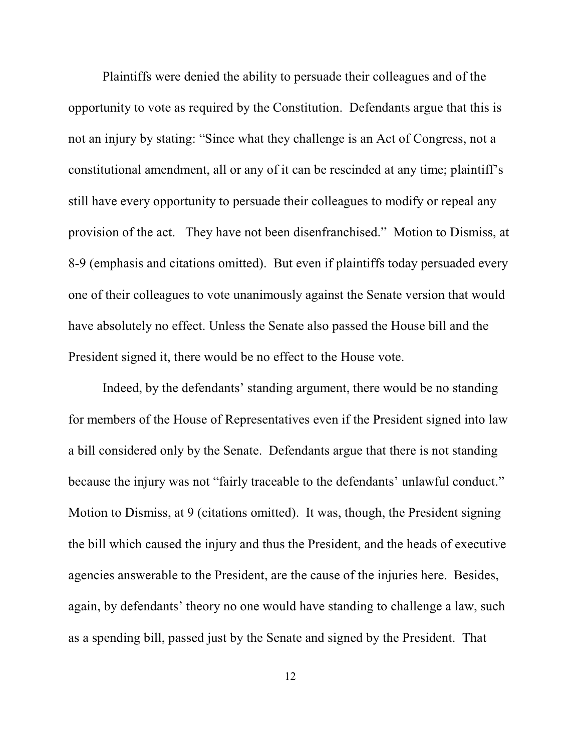Plaintiffs were denied the ability to persuade their colleagues and of the opportunity to vote as required by the Constitution. Defendants argue that this is not an injury by stating: "Since what they challenge is an Act of Congress, not a constitutional amendment, all or any of it can be rescinded at any time; plaintiff's still have every opportunity to persuade their colleagues to modify or repeal any provision of the act. They have not been disenfranchised." Motion to Dismiss, at 8-9 (emphasis and citations omitted). But even if plaintiffs today persuaded every one of their colleagues to vote unanimously against the Senate version that would have absolutely no effect. Unless the Senate also passed the House bill and the President signed it, there would be no effect to the House vote.

Indeed, by the defendants' standing argument, there would be no standing for members of the House of Representatives even if the President signed into law a bill considered only by the Senate. Defendants argue that there is not standing because the injury was not "fairly traceable to the defendants' unlawful conduct." Motion to Dismiss, at 9 (citations omitted). It was, though, the President signing the bill which caused the injury and thus the President, and the heads of executive agencies answerable to the President, are the cause of the injuries here. Besides, again, by defendants' theory no one would have standing to challenge a law, such as a spending bill, passed just by the Senate and signed by the President. That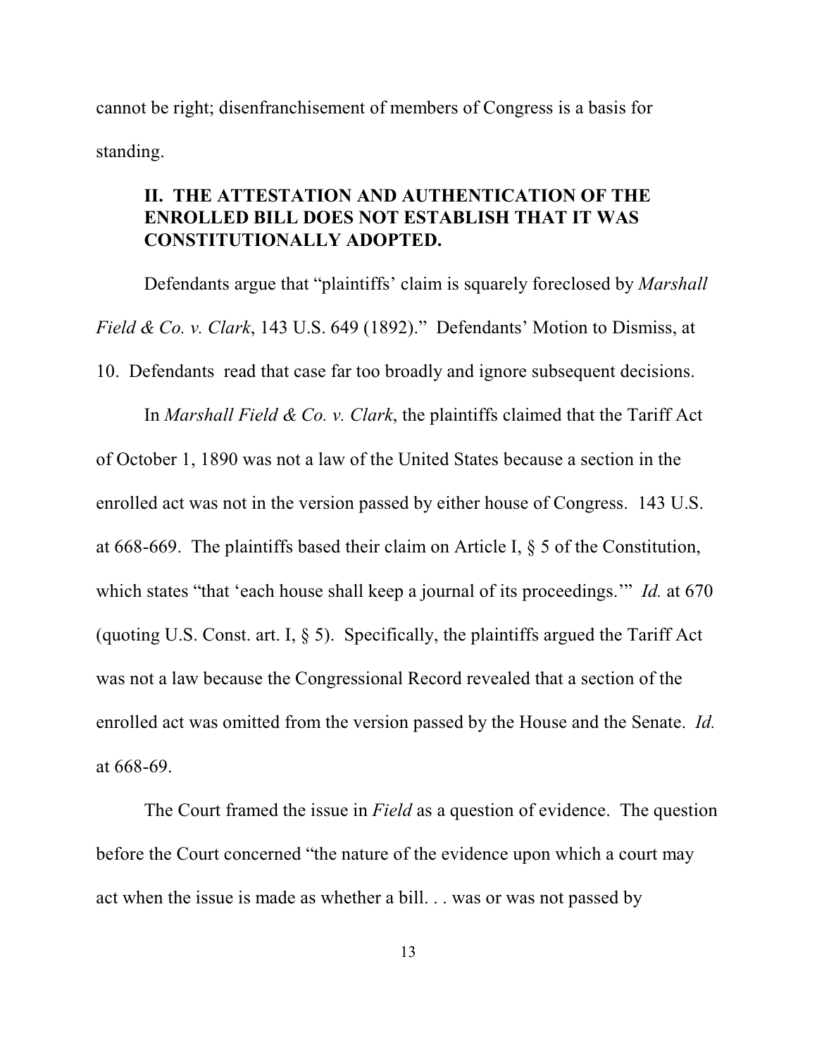cannot be right; disenfranchisement of members of Congress is a basis for standing.

## II. THE ATTESTATION AND AUTHENTICATION OF THE ENROLLED BILL DOES NOT ESTABLISH THAT IT WAS CONSTITUTIONALLY ADOPTED.

Defendants argue that "plaintiffs' claim is squarely foreclosed by *Marshall Field & Co. v. Clark*, 143 U.S. 649 (1892)." Defendants' Motion to Dismiss, at 10. Defendants read that case far too broadly and ignore subsequent decisions.

In *Marshall Field & Co. v. Clark*, the plaintiffs claimed that the Tariff Act of October 1, 1890 was not a law of the United States because a section in the enrolled act was not in the version passed by either house of Congress. 143 U.S. at 668-669. The plaintiffs based their claim on Article I, § 5 of the Constitution, which states "that 'each house shall keep a journal of its proceedings.'" *Id.* at 670 (quoting U.S. Const. art. I, § 5). Specifically, the plaintiffs argued the Tariff Act was not a law because the Congressional Record revealed that a section of the enrolled act was omitted from the version passed by the House and the Senate. *Id.* at 668-69.

The Court framed the issue in *Field* as a question of evidence. The question before the Court concerned "the nature of the evidence upon which a court may act when the issue is made as whether a bill. . . was or was not passed by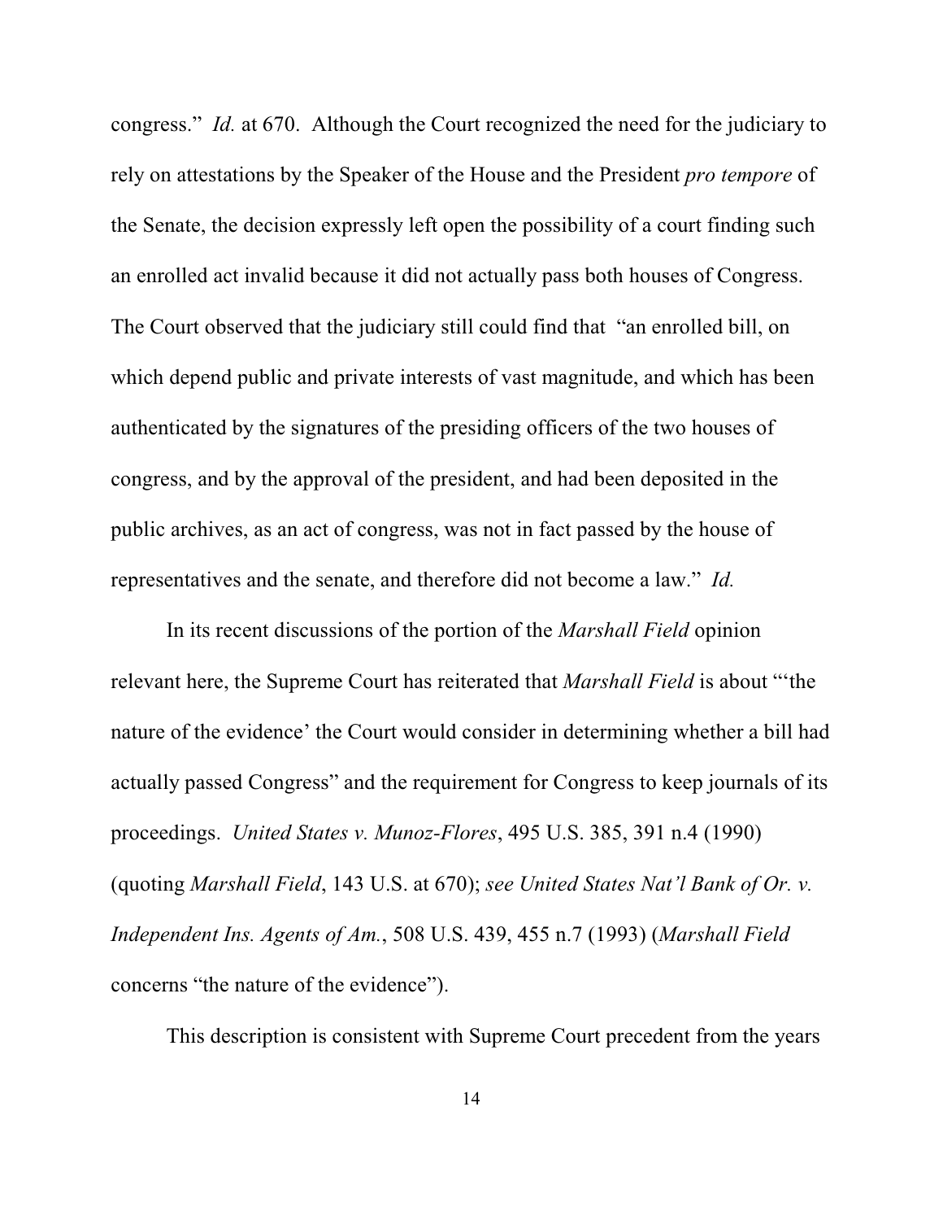congress." *Id.* at 670. Although the Court recognized the need for the judiciary to rely on attestations by the Speaker of the House and the President *pro tempore* of the Senate, the decision expressly left open the possibility of a court finding such an enrolled act invalid because it did not actually pass both houses of Congress. The Court observed that the judiciary still could find that "an enrolled bill, on which depend public and private interests of vast magnitude, and which has been authenticated by the signatures of the presiding officers of the two houses of congress, and by the approval of the president, and had been deposited in the public archives, as an act of congress, was not in fact passed by the house of representatives and the senate, and therefore did not become a law." *Id.*

In its recent discussions of the portion of the *Marshall Field* opinion relevant here, the Supreme Court has reiterated that *Marshall Field* is about "'the nature of the evidence' the Court would consider in determining whether a bill had actually passed Congress" and the requirement for Congress to keep journals of its proceedings. *United States v. Munoz-Flores*, 495 U.S. 385, 391 n.4 (1990) (quoting *Marshall Field*, 143 U.S. at 670); *see United States Nat'l Bank of Or. v. Independent Ins. Agents of Am.*, 508 U.S. 439, 455 n.7 (1993) (*Marshall Field* concerns "the nature of the evidence").

This description is consistent with Supreme Court precedent from the years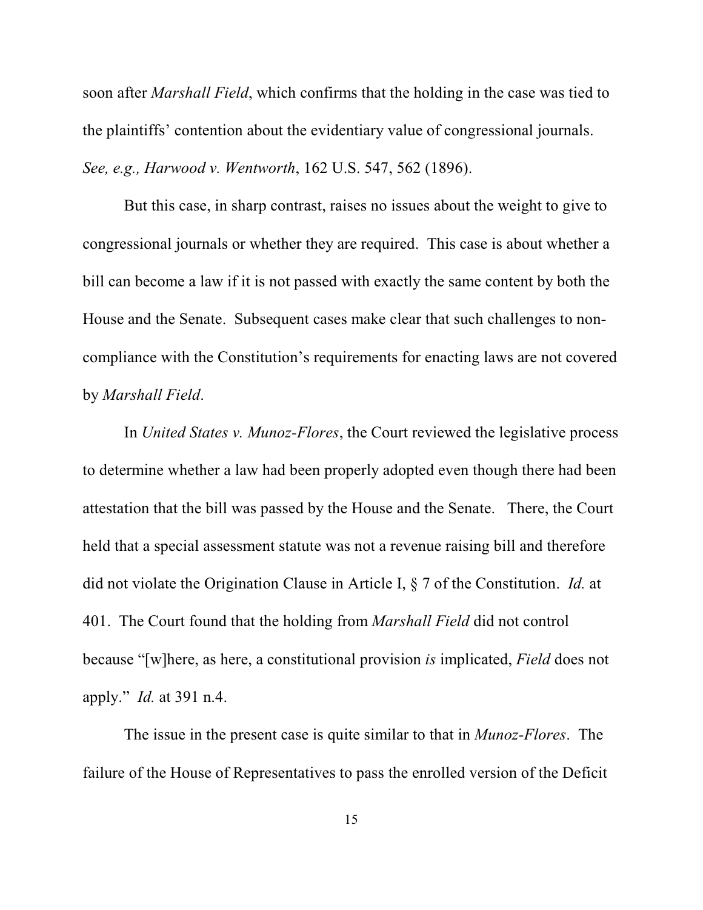soon after *Marshall Field*, which confirms that the holding in the case was tied to the plaintiffs' contention about the evidentiary value of congressional journals. *See, e.g., Harwood v. Wentworth*, 162 U.S. 547, 562 (1896).

But this case, in sharp contrast, raises no issues about the weight to give to congressional journals or whether they are required. This case is about whether a bill can become a law if it is not passed with exactly the same content by both the House and the Senate. Subsequent cases make clear that such challenges to non-compliance with the Constitution's requirements for enacting laws are not covered by *Marshall Field*.

In *United States v. Munoz-Flores*, the Court reviewed the legislative process to determine whether a law had been properly adopted even though there had been attestation that the bill was passed by the House and the Senate. There, the Court held that a special assessment statute was not a revenue raising bill and therefore did not violate the Origination Clause in Article I, § 7 of the Constitution. *Id.* at 401. The Court found that the holding from *Marshall Field* did not control because "[w]here, as here, a constitutional provision *is* implicated, *Field* does not apply." *Id.* at 391 n.4.

The issue in the present case is quite similar to that in *Munoz-Flores*. The failure of the House of Representatives to pass the enrolled version of the Deficit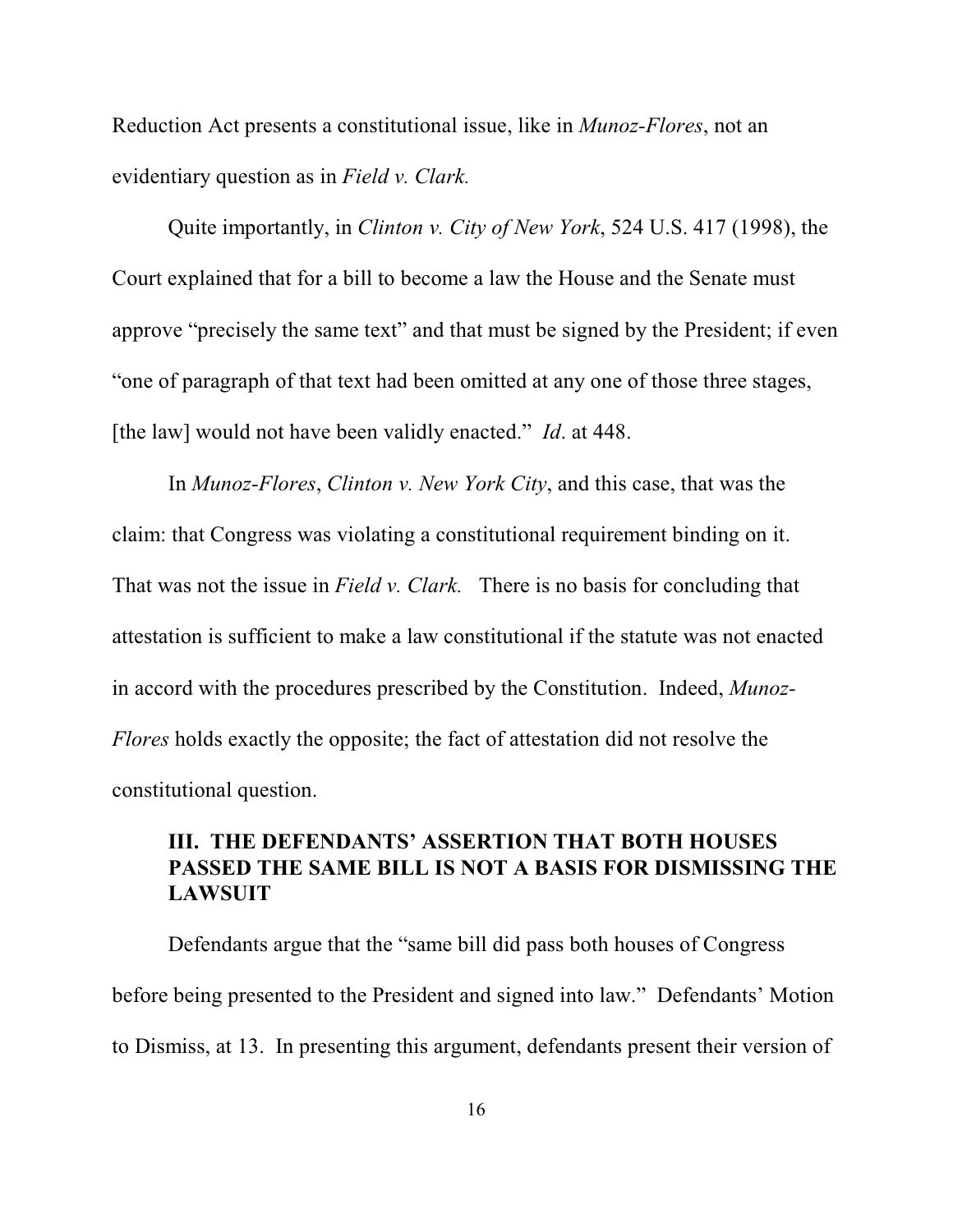Reduction Act presents a constitutional issue, like in *Munoz-Flores*, not an evidentiary question as in *Field v. Clark.*

Quite importantly, in *Clinton v. City of New York*, 524 U.S. 417 (1998), the Court explained that for a bill to become a law the House and the Senate must approve "precisely the same text" and that must be signed by the President; if even "one of paragraph of that text had been omitted at any one of those three stages, [the law] would not have been validly enacted." *Id*. at 448.

In *Munoz-Flores*, *Clinton v. New York City*, and this case, that was the claim: that Congress was violating a constitutional requirement binding on it. That was not the issue in *Field v. Clark.* There is no basis for concluding that attestation is sufficient to make a law constitutional if the statute was not enacted in accord with the procedures prescribed by the Constitution. Indeed, *Munoz-Flores* holds exactly the opposite; the fact of attestation did not resolve the constitutional question.

## III. THE DEFENDANTS' ASSERTION THAT BOTH HOUSES PASSED THE SAME BILL IS NOT A BASIS FOR DISMISSING THE LAWSUIT

Defendants argue that the "same bill did pass both houses of Congress before being presented to the President and signed into law." Defendants' Motion to Dismiss, at 13. In presenting this argument, defendants present their version of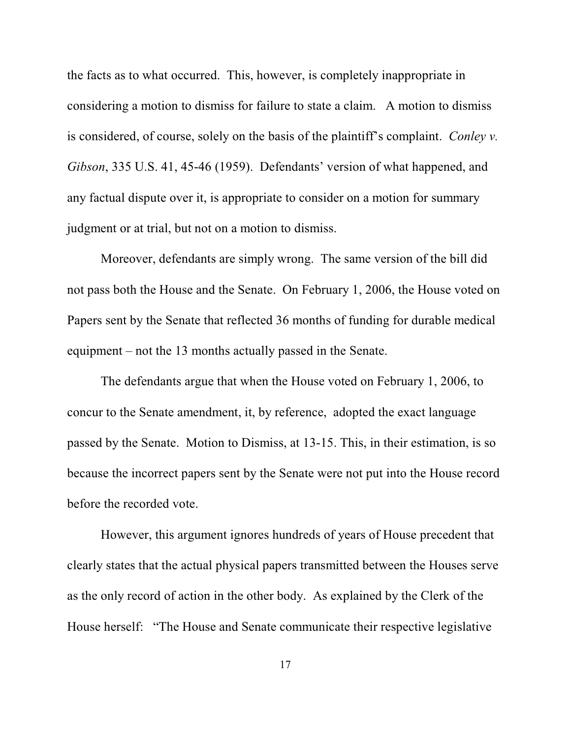the facts as to what occurred. This, however, is completely inappropriate in considering a motion to dismiss for failure to state a claim. A motion to dismiss is considered, of course, solely on the basis of the plaintiff's complaint. *Conley v. Gibson*, 335 U.S. 41, 45-46 (1959). Defendants' version of what happened, and any factual dispute over it, is appropriate to consider on a motion for summary judgment or at trial, but not on a motion to dismiss.

Moreover, defendants are simply wrong. The same version of the bill did not pass both the House and the Senate. On February 1, 2006, the House voted on Papers sent by the Senate that reflected 36 months of funding for durable medical equipment – not the 13 months actually passed in the Senate.

The defendants argue that when the House voted on February 1, 2006, to concur to the Senate amendment, it, by reference, adopted the exact language passed by the Senate. Motion to Dismiss, at 13-15. This, in their estimation, is so because the incorrect papers sent by the Senate were not put into the House record before the recorded vote.

However, this argument ignores hundreds of years of House precedent that clearly states that the actual physical papers transmitted between the Houses serve as the only record of action in the other body. As explained by the Clerk of the House herself: "The House and Senate communicate their respective legislative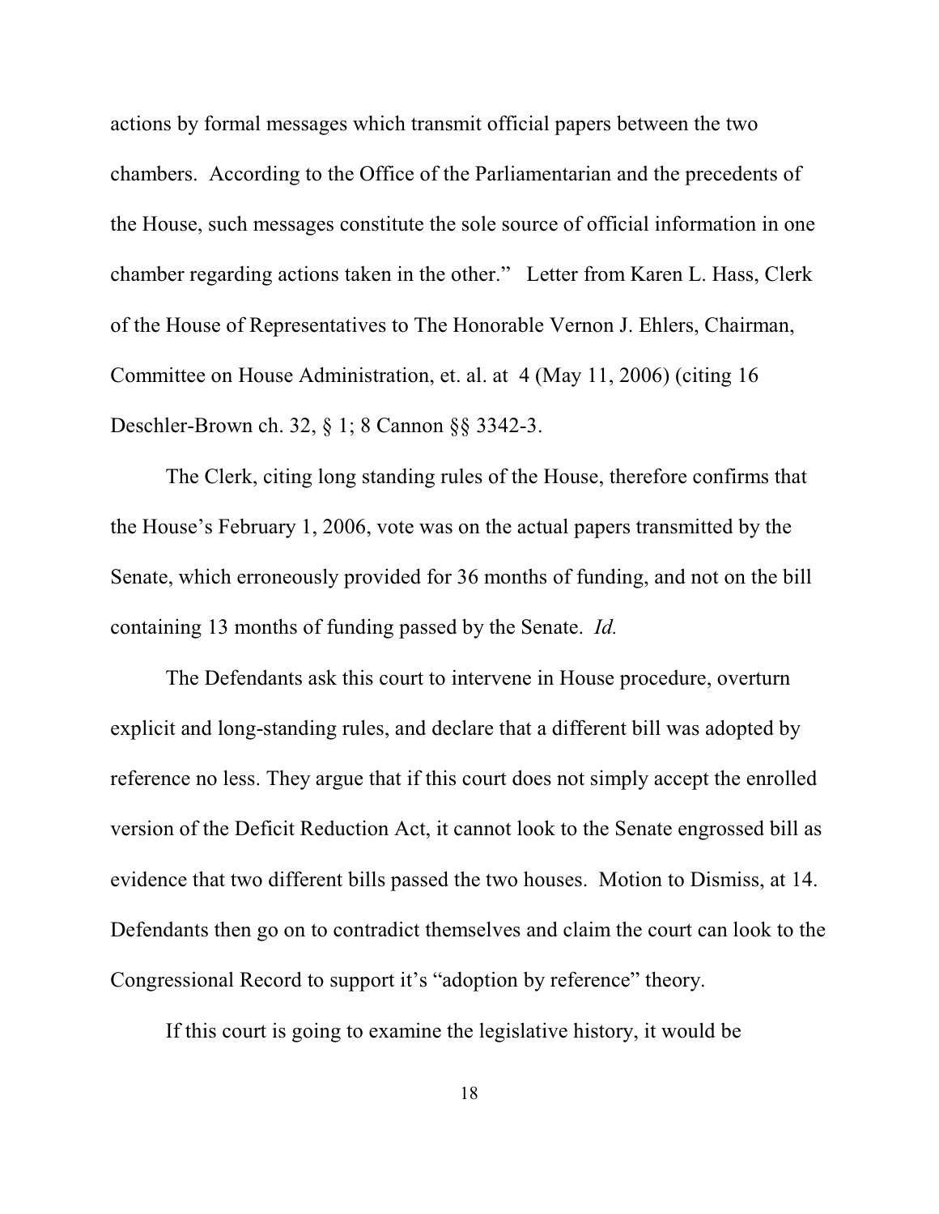actions by formal messages which transmit official papers between the two chambers. According to the Office of the Parliamentarian and the precedents of the House, such messages constitute the sole source of official information in one chamber regarding actions taken in the other." Letter from Karen L. Hass, Clerk of the House of Representatives to The Honorable Vernon J. Ehlers, Chairman, Committee on House Administration, et. al. at 4 (May 11, 2006) (citing 16 Deschler-Brown ch. 32, § 1; 8 Cannon §§ 3342-3.

The Clerk, citing long standing rules of the House, therefore confirms that the House's February 1, 2006, vote was on the actual papers transmitted by the Senate, which erroneously provided for 36 months of funding, and not on the bill containing 13 months of funding passed by the Senate. *Id.*

The Defendants ask this court to intervene in House procedure, overturn explicit and long-standing rules, and declare that a different bill was adopted by reference no less. They argue that if this court does not simply accept the enrolled version of the Deficit Reduction Act, it cannot look to the Senate engrossed bill as evidence that two different bills passed the two houses. Motion to Dismiss, at 14. Defendants then go on to contradict themselves and claim the court can look to the Congressional Record to support it's "adoption by reference" theory.

If this court is going to examine the legislative history, it would be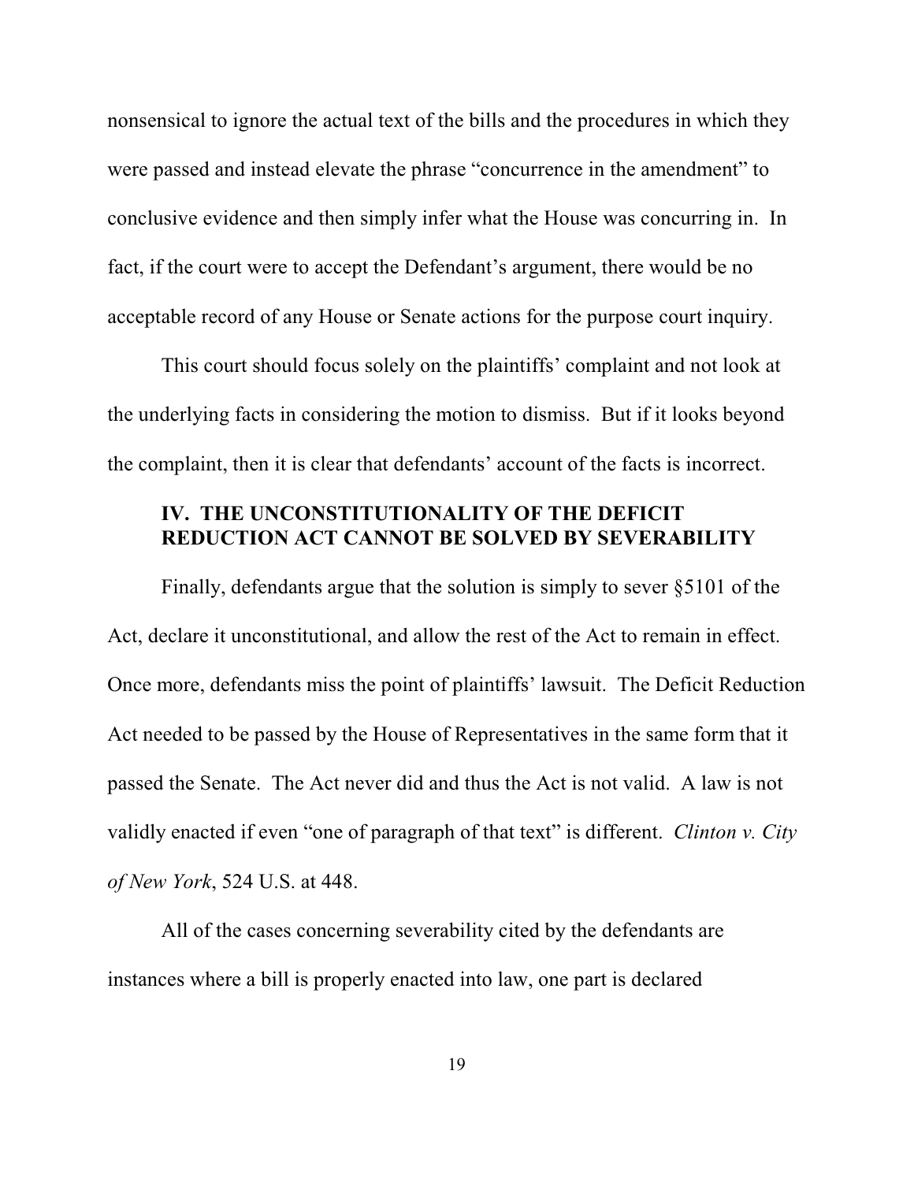nonsensical to ignore the actual text of the bills and the procedures in which they were passed and instead elevate the phrase "concurrence in the amendment" to conclusive evidence and then simply infer what the House was concurring in. In fact, if the court were to accept the Defendant's argument, there would be no acceptable record of any House or Senate actions for the purpose court inquiry.

This court should focus solely on the plaintiffs' complaint and not look at the underlying facts in considering the motion to dismiss. But if it looks beyond the complaint, then it is clear that defendants' account of the facts is incorrect.

## IV. THE UNCONSTITUTIONALITY OF THE DEFICIT REDUCTION ACT CANNOT BE SOLVED BY SEVERABILITY

Finally, defendants argue that the solution is simply to sever §5101 of the Act, declare it unconstitutional, and allow the rest of the Act to remain in effect. Once more, defendants miss the point of plaintiffs' lawsuit. The Deficit Reduction Act needed to be passed by the House of Representatives in the same form that it passed the Senate. The Act never did and thus the Act is not valid. A law is not validly enacted if even "one of paragraph of that text" is different. *Clinton v. City of New York*, 524 U.S. at 448.

All of the cases concerning severability cited by the defendants are instances where a bill is properly enacted into law, one part is declared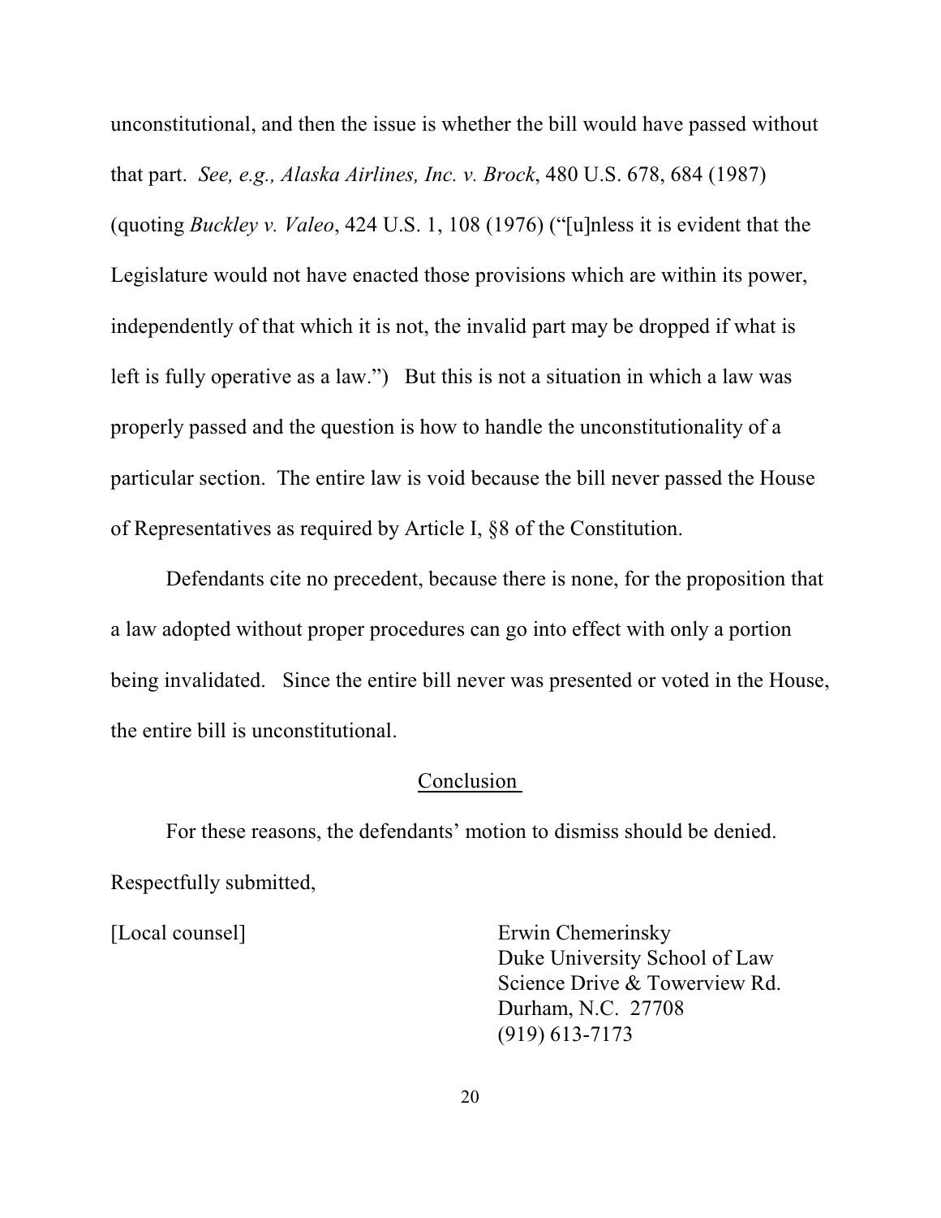unconstitutional, and then the issue is whether the bill would have passed without that part. *See, e.g., Alaska Airlines, Inc. v. Brock*, 480 U.S. 678, 684 (1987) (quoting *Buckley v. Valeo*, 424 U.S. 1, 108 (1976) ("[u]nless it is evident that the Legislature would not have enacted those provisions which are within its power, independently of that which it is not, the invalid part may be dropped if what is left is fully operative as a law.") But this is not a situation in which a law was properly passed and the question is how to handle the unconstitutionality of a particular section. The entire law is void because the bill never passed the House of Representatives as required by Article I, §8 of the Constitution.

Defendants cite no precedent, because there is none, for the proposition that a law adopted without proper procedures can go into effect with only a portion being invalidated. Since the entire bill never was presented or voted in the House, the entire bill is unconstitutional.

## Conclusion

For these reasons, the defendants' motion to dismiss should be denied.

Respectfully submitted,

[Local counsel]

Erwin Chemerinsky
Duke University School of Law
Science Drive & Towerview Rd.
Durham, N.C. 27708
(919) 613-7173